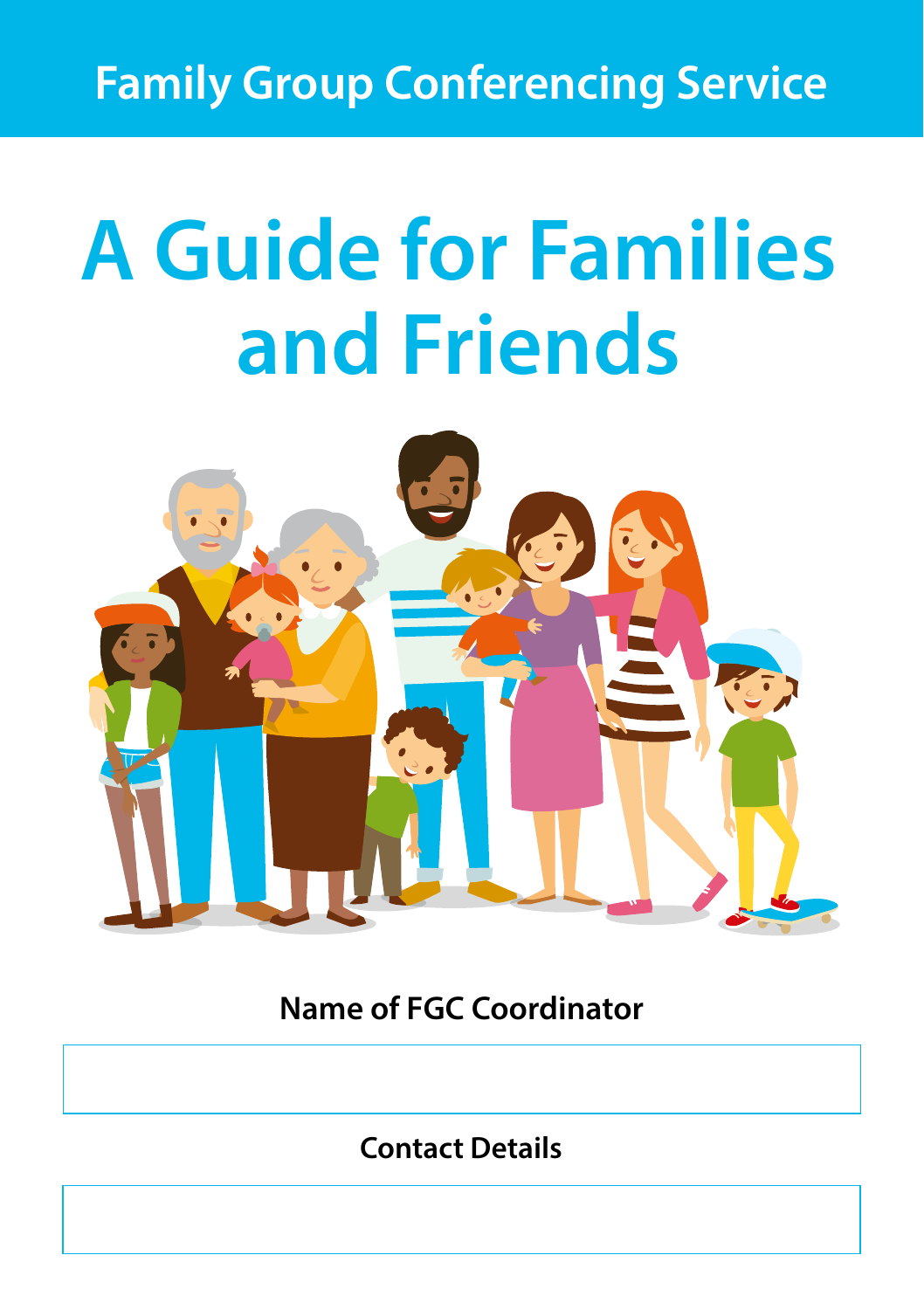Family Group Conferencing Service

# A Guide for Families and Friends

**Name of FGC Coordinator**

| |
|---|
| |

**Contact Details**

| |
|---|
| |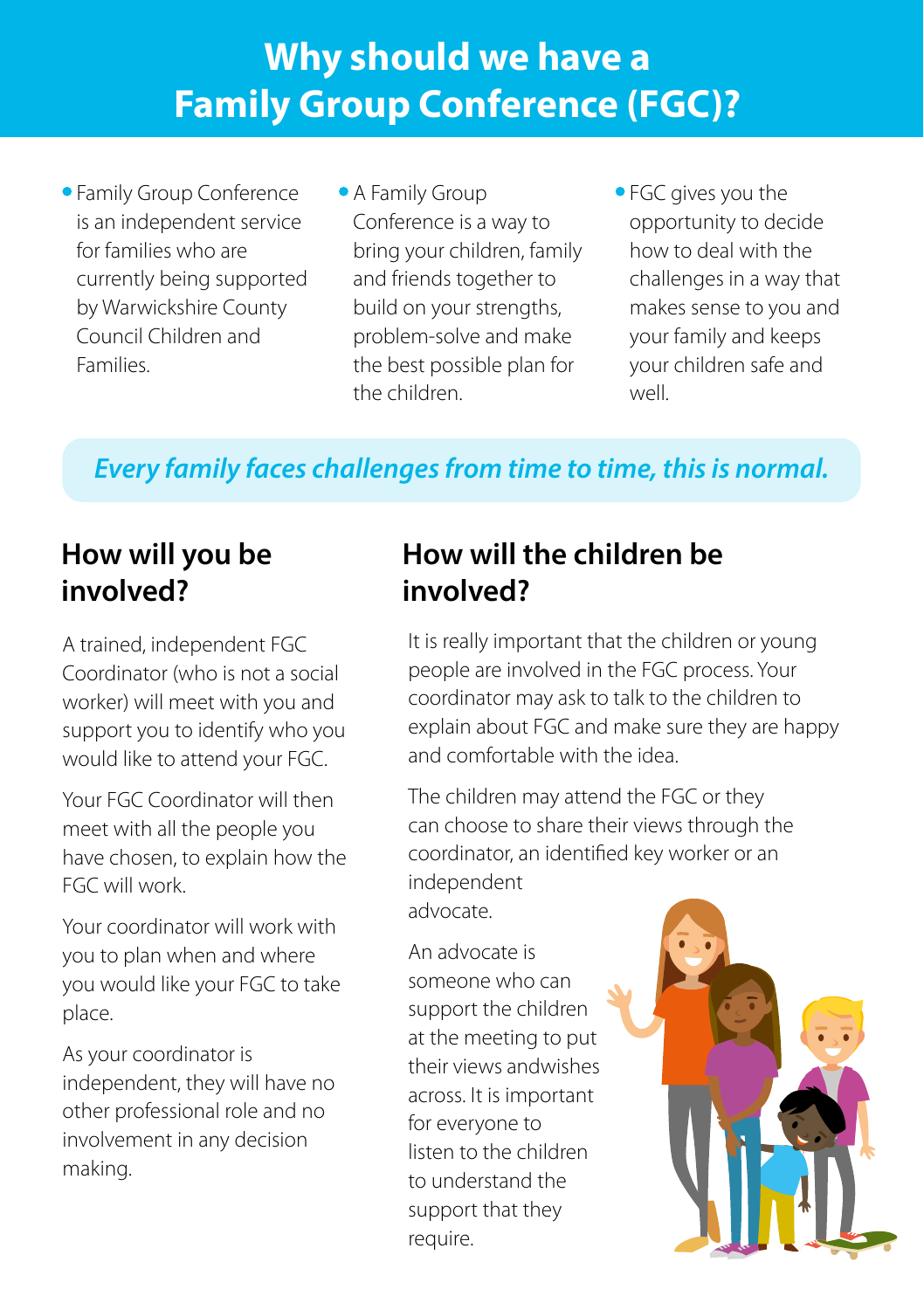# Why should we have a Family Group Conference (FGC)?

- Family Group Conference is an independent service for families who are currently being supported by Warwickshire County Council Children and Families.
- A Family Group Conference is a way to bring your children, family and friends together to build on your strengths, problem-solve and make the best possible plan for the children.
- FGC gives you the opportunity to decide how to deal with the challenges in a way that makes sense to you and your family and keeps your children safe and well.

*Every family faces challenges from time to time, this is normal.*

## How will you be involved?

A trained, independent FGC Coordinator (who is not a social worker) will meet with you and support you to identify who you would like to attend your FGC.

Your FGC Coordinator will then meet with all the people you have chosen, to explain how the FGC will work.

Your coordinator will work with you to plan when and where you would like your FGC to take place.

As your coordinator is independent, they will have no other professional role and no involvement in any decision making.

## How will the children be involved?

It is really important that the children or young people are involved in the FGC process. Your coordinator may ask to talk to the children to explain about FGC and make sure they are happy and comfortable with the idea.

The children may attend the FGC or they can choose to share their views through the coordinator, an identified key worker or an independent advocate.

An advocate is someone who can support the children at the meeting to put their views andwishes across. It is important for everyone to listen to the children to understand the support that they require.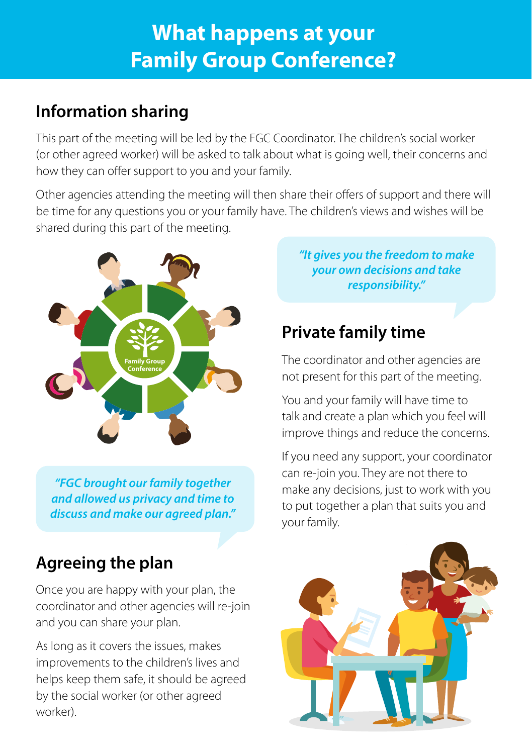# What happens at your Family Group Conference?

## Information sharing

This part of the meeting will be led by the FGC Coordinator. The children's social worker (or other agreed worker) will be asked to talk about what is going well, their concerns and how they can offer support to you and your family.

Other agencies attending the meeting will then share their offers of support and there will be time for any questions you or your family have. The children's views and wishes will be shared during this part of the meeting.

*"It gives you the freedom to make your own decisions and take responsibility."*

## Private family time

The coordinator and other agencies are not present for this part of the meeting.

You and your family will have time to talk and create a plan which you feel will improve things and reduce the concerns.

If you need any support, your coordinator can re-join you. They are not there to make any decisions, just to work with you to put together a plan that suits you and your family.

*"FGC brought our family together and allowed us privacy and time to discuss and make our agreed plan."*

## Agreeing the plan

Once you are happy with your plan, the coordinator and other agencies will re-join and you can share your plan.

As long as it covers the issues, makes improvements to the children's lives and helps keep them safe, it should be agreed by the social worker (or other agreed worker).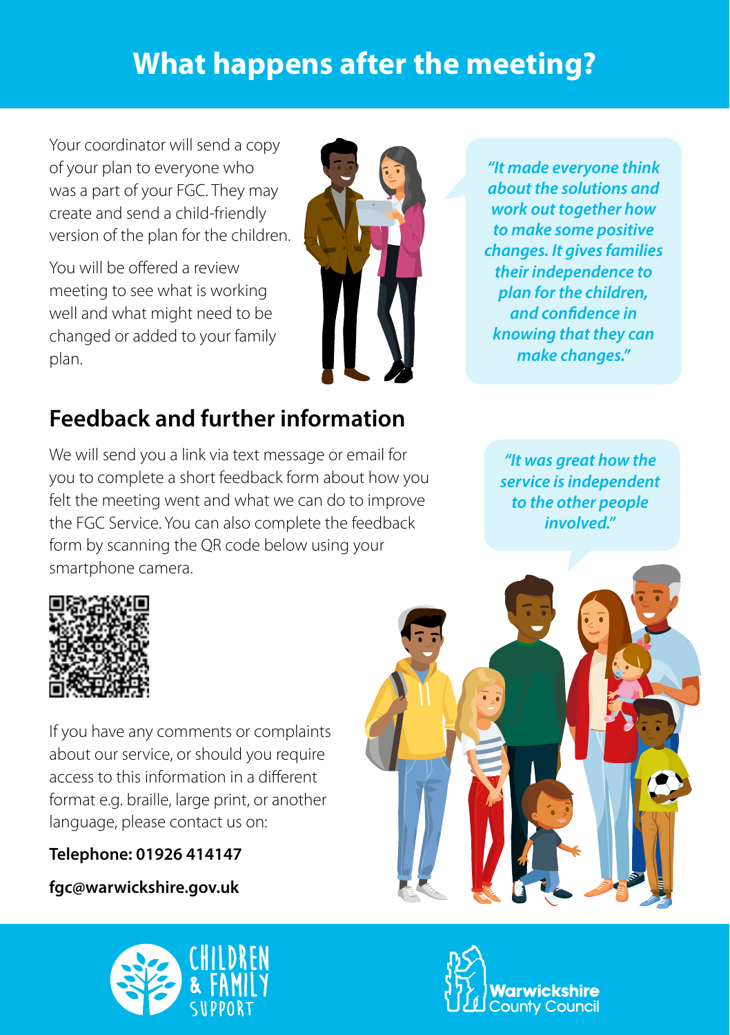# What happens after the meeting?

Your coordinator will send a copy of your plan to everyone who was a part of your FGC. They may create and send a child-friendly version of the plan for the children.

You will be offered a review meeting to see what is working well and what might need to be changed or added to your family plan.

***"It made everyone think about the solutions and work out together how to make some positive changes. It gives families their independence to plan for the children, and confidence in knowing that they can make changes."***

## Feedback and further information

We will send you a link via text message or email for you to complete a short feedback form about how you felt the meeting went and what we can do to improve the FGC Service. You can also complete the feedback form by scanning the QR code below using your smartphone camera.

***"It was great how the service is independent to the other people involved."***

If you have any comments or complaints about our service, or should you require access to this information in a different format e.g. braille, large print, or another language, please contact us on:

**Telephone: 01926 414147**

**fgc@warwickshire.gov.uk**

CHILDREN & FAMILY SUPPORT

Warwickshire County Council